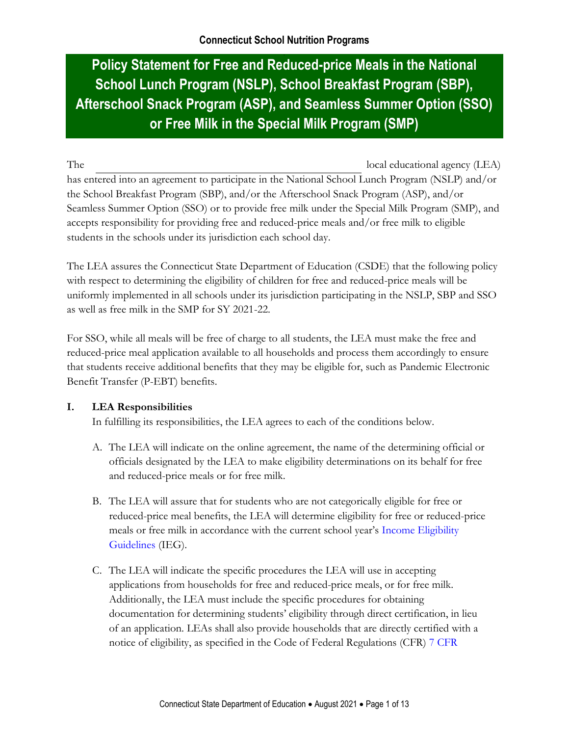Connecticut School Nutrition Programs

# Policy Statement for Free and Reduced-price Meals in the National School Lunch Program (NSLP), School Breakfast Program (SBP), Afterschool Snack Program (ASP), and Seamless Summer Option (SSO) or Free Milk in the Special Milk Program (SMP)

The _______________________________________________ local educational agency (LEA) has entered into an agreement to participate in the National School Lunch Program (NSLP) and/or the School Breakfast Program (SBP), and/or the Afterschool Snack Program (ASP), and/or Seamless Summer Option (SSO) or to provide free milk under the Special Milk Program (SMP), and accepts responsibility for providing free and reduced-price meals and/or free milk to eligible students in the schools under its jurisdiction each school day.

The LEA assures the Connecticut State Department of Education (CSDE) that the following policy with respect to determining the eligibility of children for free and reduced-price meals will be uniformly implemented in all schools under its jurisdiction participating in the NSLP, SBP and SSO as well as free milk in the SMP for SY 2021-22.

For SSO, while all meals will be free of charge to all students, the LEA must make the free and reduced-price meal application available to all households and process them accordingly to ensure that students receive additional benefits that they may be eligible for, such as Pandemic Electronic Benefit Transfer (P-EBT) benefits.

## I. LEA Responsibilities

In fulfilling its responsibilities, the LEA agrees to each of the conditions below.

A. The LEA will indicate on the online agreement, the name of the determining official or officials designated by the LEA to make eligibility determinations on its behalf for free and reduced-price meals or for free milk.

B. The LEA will assure that for students who are not categorically eligible for free or reduced-price meal benefits, the LEA will determine eligibility for free or reduced-price meals or free milk in accordance with the current school year's Income Eligibility Guidelines (IEG).

C. The LEA will indicate the specific procedures the LEA will use in accepting applications from households for free and reduced-price meals, or for free milk. Additionally, the LEA must include the specific procedures for obtaining documentation for determining students' eligibility through direct certification, in lieu of an application. LEAs shall also provide households that are directly certified with a notice of eligibility, as specified in the Code of Federal Regulations (CFR) 7 CFR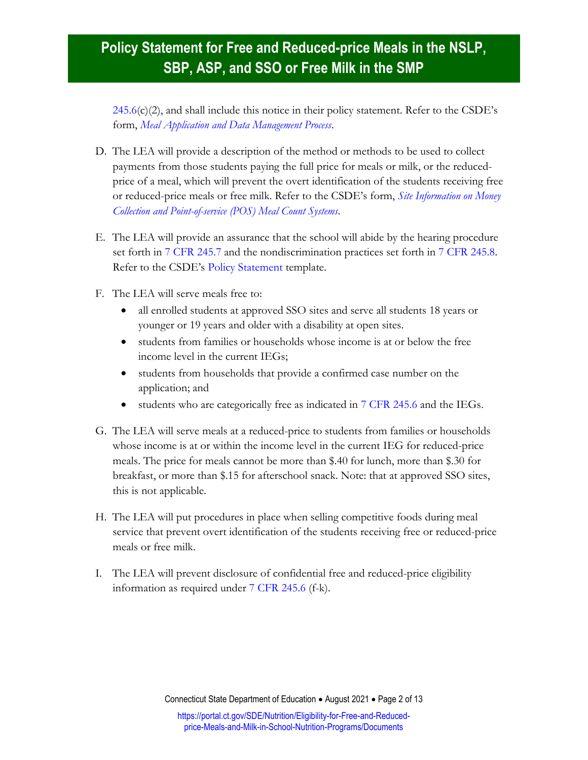245.6(c)(2), and shall include this notice in their policy statement. Refer to the CSDE's form, *Meal Application and Data Management Process*.

D. The LEA will provide a description of the method or methods to be used to collect payments from those students paying the full price for meals or milk, or the reduced-price of a meal, which will prevent the overt identification of the students receiving free or reduced-price meals or free milk. Refer to the CSDE's form, *Site Information on Money Collection and Point-of-service (POS) Meal Count Systems*.

E. The LEA will provide an assurance that the school will abide by the hearing procedure set forth in 7 CFR 245.7 and the nondiscrimination practices set forth in 7 CFR 245.8. Refer to the CSDE's Policy Statement template.

F. The LEA will serve meals free to:
   - all enrolled students at approved SSO sites and serve all students 18 years or younger or 19 years and older with a disability at open sites.
   - students from families or households whose income is at or below the free income level in the current IEGs;
   - students from households that provide a confirmed case number on the application; and
   - students who are categorically free as indicated in 7 CFR 245.6 and the IEGs.

G. The LEA will serve meals at a reduced-price to students from families or households whose income is at or within the income level in the current IEG for reduced-price meals. The price for meals cannot be more than $.40 for lunch, more than $.30 for breakfast, or more than $.15 for afterschool snack. Note: that at approved SSO sites, this is not applicable.

H. The LEA will put procedures in place when selling competitive foods during meal service that prevent overt identification of the students receiving free or reduced-price meals or free milk.

I. The LEA will prevent disclosure of confidential free and reduced-price eligibility information as required under 7 CFR 245.6 (f-k).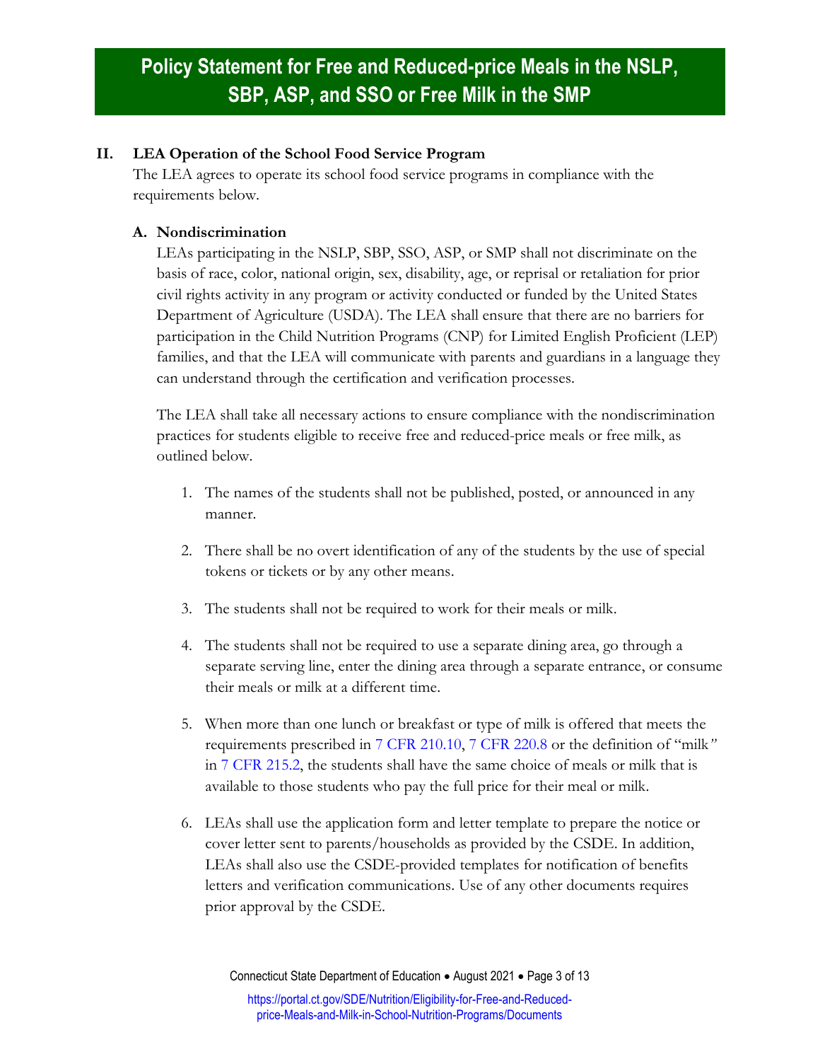## Policy Statement for Free and Reduced-price Meals in the NSLP, SBP, ASP, and SSO or Free Milk in the SMP

### II. LEA Operation of the School Food Service Program

The LEA agrees to operate its school food service programs in compliance with the requirements below.

#### A. Nondiscrimination

LEAs participating in the NSLP, SBP, SSO, ASP, or SMP shall not discriminate on the basis of race, color, national origin, sex, disability, age, or reprisal or retaliation for prior civil rights activity in any program or activity conducted or funded by the United States Department of Agriculture (USDA). The LEA shall ensure that there are no barriers for participation in the Child Nutrition Programs (CNP) for Limited English Proficient (LEP) families, and that the LEA will communicate with parents and guardians in a language they can understand through the certification and verification processes.

The LEA shall take all necessary actions to ensure compliance with the nondiscrimination practices for students eligible to receive free and reduced-price meals or free milk, as outlined below.

1. The names of the students shall not be published, posted, or announced in any manner.
2. There shall be no overt identification of any of the students by the use of special tokens or tickets or by any other means.
3. The students shall not be required to work for their meals or milk.
4. The students shall not be required to use a separate dining area, go through a separate serving line, enter the dining area through a separate entrance, or consume their meals or milk at a different time.
5. When more than one lunch or breakfast or type of milk is offered that meets the requirements prescribed in 7 CFR 210.10, 7 CFR 220.8 or the definition of "milk" in 7 CFR 215.2, the students shall have the same choice of meals or milk that is available to those students who pay the full price for their meal or milk.
6. LEAs shall use the application form and letter template to prepare the notice or cover letter sent to parents/households as provided by the CSDE. In addition, LEAs shall also use the CSDE-provided templates for notification of benefits letters and verification communications. Use of any other documents requires prior approval by the CSDE.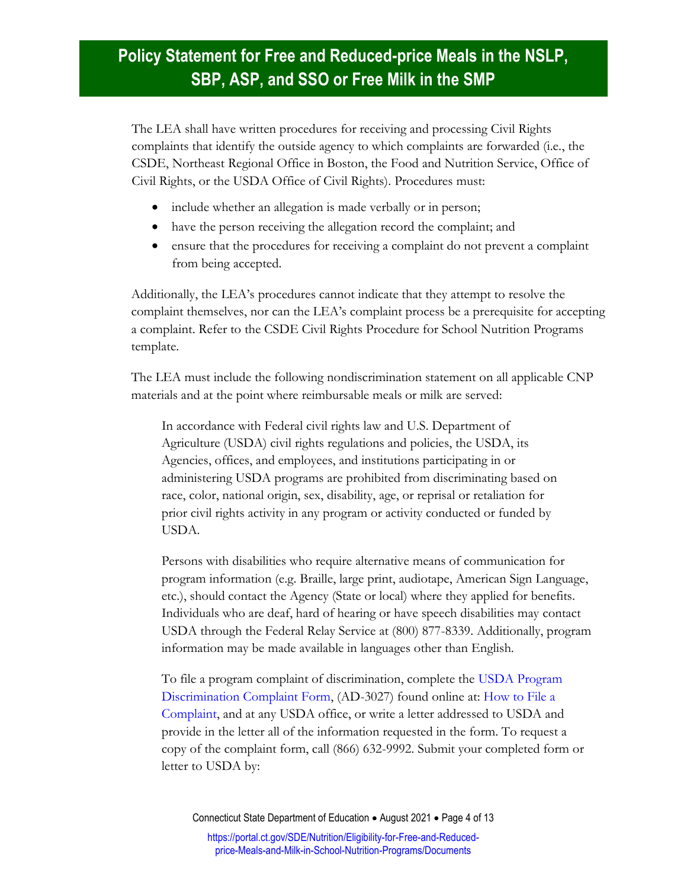# Policy Statement for Free and Reduced-price Meals in the NSLP, SBP, ASP, and SSO or Free Milk in the SMP

The LEA shall have written procedures for receiving and processing Civil Rights complaints that identify the outside agency to which complaints are forwarded (i.e., the CSDE, Northeast Regional Office in Boston, the Food and Nutrition Service, Office of Civil Rights, or the USDA Office of Civil Rights). Procedures must:

- include whether an allegation is made verbally or in person;
- have the person receiving the allegation record the complaint; and
- ensure that the procedures for receiving a complaint do not prevent a complaint from being accepted.

Additionally, the LEA's procedures cannot indicate that they attempt to resolve the complaint themselves, nor can the LEA's complaint process be a prerequisite for accepting a complaint. Refer to the CSDE Civil Rights Procedure for School Nutrition Programs template.

The LEA must include the following nondiscrimination statement on all applicable CNP materials and at the point where reimbursable meals or milk are served:

> In accordance with Federal civil rights law and U.S. Department of Agriculture (USDA) civil rights regulations and policies, the USDA, its Agencies, offices, and employees, and institutions participating in or administering USDA programs are prohibited from discriminating based on race, color, national origin, sex, disability, age, or reprisal or retaliation for prior civil rights activity in any program or activity conducted or funded by USDA.
>
> Persons with disabilities who require alternative means of communication for program information (e.g. Braille, large print, audiotape, American Sign Language, etc.), should contact the Agency (State or local) where they applied for benefits. Individuals who are deaf, hard of hearing or have speech disabilities may contact USDA through the Federal Relay Service at (800) 877-8339. Additionally, program information may be made available in languages other than English.
>
> To file a program complaint of discrimination, complete the USDA Program Discrimination Complaint Form, (AD-3027) found online at: How to File a Complaint, and at any USDA office, or write a letter addressed to USDA and provide in the letter all of the information requested in the form. To request a copy of the complaint form, call (866) 632-9992. Submit your completed form or letter to USDA by: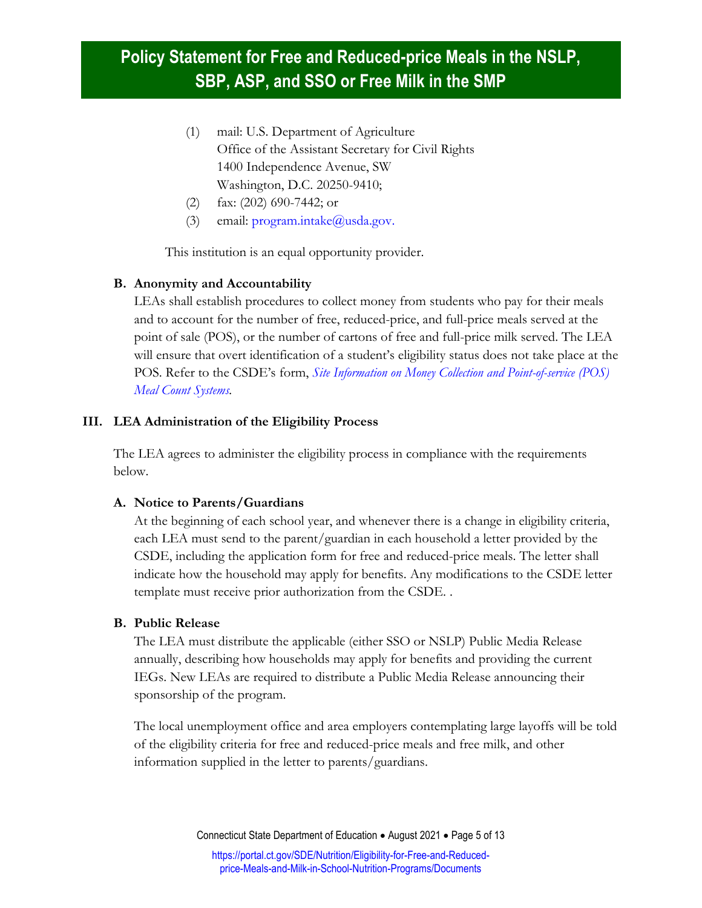(1) mail: U.S. Department of Agriculture
Office of the Assistant Secretary for Civil Rights
1400 Independence Avenue, SW
Washington, D.C. 20250-9410;

(2) fax: (202) 690-7442; or

(3) email: program.intake@usda.gov.

This institution is an equal opportunity provider.

**B. Anonymity and Accountability**

LEAs shall establish procedures to collect money from students who pay for their meals and to account for the number of free, reduced-price, and full-price meals served at the point of sale (POS), or the number of cartons of free and full-price milk served. The LEA will ensure that overt identification of a student's eligibility status does not take place at the POS. Refer to the CSDE's form, *Site Information on Money Collection and Point-of-service (POS) Meal Count Systems*.

## III. LEA Administration of the Eligibility Process

The LEA agrees to administer the eligibility process in compliance with the requirements below.

**A. Notice to Parents/Guardians**

At the beginning of each school year, and whenever there is a change in eligibility criteria, each LEA must send to the parent/guardian in each household a letter provided by the CSDE, including the application form for free and reduced-price meals. The letter shall indicate how the household may apply for benefits. Any modifications to the CSDE letter template must receive prior authorization from the CSDE. .

**B. Public Release**

The LEA must distribute the applicable (either SSO or NSLP) Public Media Release annually, describing how households may apply for benefits and providing the current IEGs. New LEAs are required to distribute a Public Media Release announcing their sponsorship of the program.

The local unemployment office and area employers contemplating large layoffs will be told of the eligibility criteria for free and reduced-price meals and free milk, and other information supplied in the letter to parents/guardians.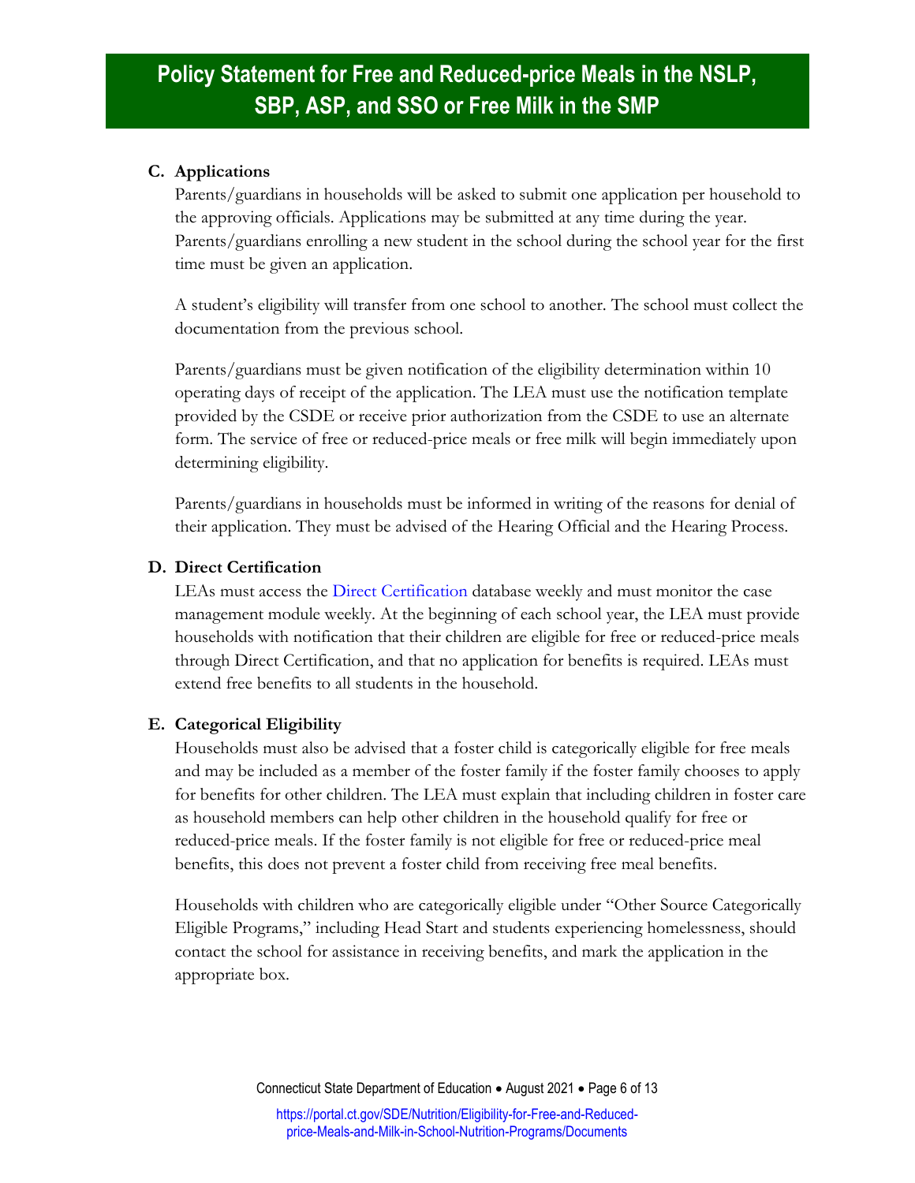### C. Applications

Parents/guardians in households will be asked to submit one application per household to the approving officials. Applications may be submitted at any time during the year. Parents/guardians enrolling a new student in the school during the school year for the first time must be given an application.

A student's eligibility will transfer from one school to another. The school must collect the documentation from the previous school.

Parents/guardians must be given notification of the eligibility determination within 10 operating days of receipt of the application. The LEA must use the notification template provided by the CSDE or receive prior authorization from the CSDE to use an alternate form. The service of free or reduced-price meals or free milk will begin immediately upon determining eligibility.

Parents/guardians in households must be informed in writing of the reasons for denial of their application. They must be advised of the Hearing Official and the Hearing Process.

### D. Direct Certification

LEAs must access the Direct Certification database weekly and must monitor the case management module weekly. At the beginning of each school year, the LEA must provide households with notification that their children are eligible for free or reduced-price meals through Direct Certification, and that no application for benefits is required. LEAs must extend free benefits to all students in the household.

### E. Categorical Eligibility

Households must also be advised that a foster child is categorically eligible for free meals and may be included as a member of the foster family if the foster family chooses to apply for benefits for other children. The LEA must explain that including children in foster care as household members can help other children in the household qualify for free or reduced-price meals. If the foster family is not eligible for free or reduced-price meal benefits, this does not prevent a foster child from receiving free meal benefits.

Households with children who are categorically eligible under "Other Source Categorically Eligible Programs," including Head Start and students experiencing homelessness, should contact the school for assistance in receiving benefits, and mark the application in the appropriate box.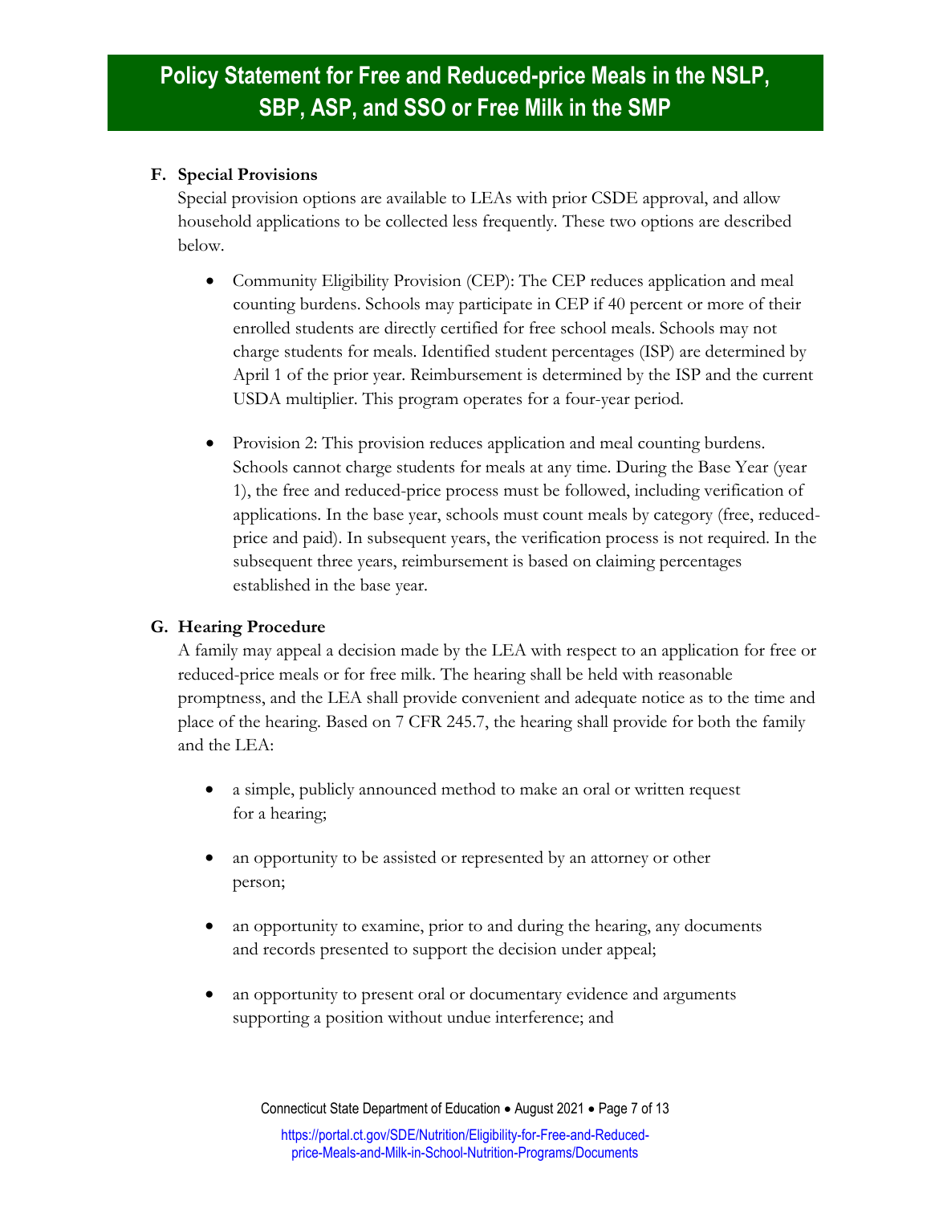### F. Special Provisions

Special provision options are available to LEAs with prior CSDE approval, and allow household applications to be collected less frequently. These two options are described below.

- Community Eligibility Provision (CEP): The CEP reduces application and meal counting burdens. Schools may participate in CEP if 40 percent or more of their enrolled students are directly certified for free school meals. Schools may not charge students for meals. Identified student percentages (ISP) are determined by April 1 of the prior year. Reimbursement is determined by the ISP and the current USDA multiplier. This program operates for a four-year period.

- Provision 2: This provision reduces application and meal counting burdens. Schools cannot charge students for meals at any time. During the Base Year (year 1), the free and reduced-price process must be followed, including verification of applications. In the base year, schools must count meals by category (free, reduced-price and paid). In subsequent years, the verification process is not required. In the subsequent three years, reimbursement is based on claiming percentages established in the base year.

### G. Hearing Procedure

A family may appeal a decision made by the LEA with respect to an application for free or reduced-price meals or for free milk. The hearing shall be held with reasonable promptness, and the LEA shall provide convenient and adequate notice as to the time and place of the hearing. Based on 7 CFR 245.7, the hearing shall provide for both the family and the LEA:

- a simple, publicly announced method to make an oral or written request for a hearing;

- an opportunity to be assisted or represented by an attorney or other person;

- an opportunity to examine, prior to and during the hearing, any documents and records presented to support the decision under appeal;

- an opportunity to present oral or documentary evidence and arguments supporting a position without undue interference; and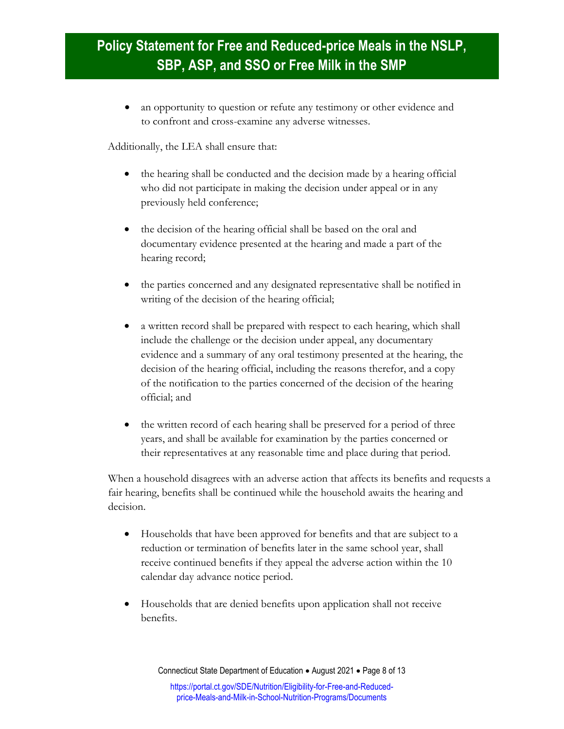- an opportunity to question or refute any testimony or other evidence and to confront and cross-examine any adverse witnesses.

Additionally, the LEA shall ensure that:

- the hearing shall be conducted and the decision made by a hearing official who did not participate in making the decision under appeal or in any previously held conference;
- the decision of the hearing official shall be based on the oral and documentary evidence presented at the hearing and made a part of the hearing record;
- the parties concerned and any designated representative shall be notified in writing of the decision of the hearing official;
- a written record shall be prepared with respect to each hearing, which shall include the challenge or the decision under appeal, any documentary evidence and a summary of any oral testimony presented at the hearing, the decision of the hearing official, including the reasons therefor, and a copy of the notification to the parties concerned of the decision of the hearing official; and
- the written record of each hearing shall be preserved for a period of three years, and shall be available for examination by the parties concerned or their representatives at any reasonable time and place during that period.

When a household disagrees with an adverse action that affects its benefits and requests a fair hearing, benefits shall be continued while the household awaits the hearing and decision.

- Households that have been approved for benefits and that are subject to a reduction or termination of benefits later in the same school year, shall receive continued benefits if they appeal the adverse action within the 10 calendar day advance notice period.
- Households that are denied benefits upon application shall not receive benefits.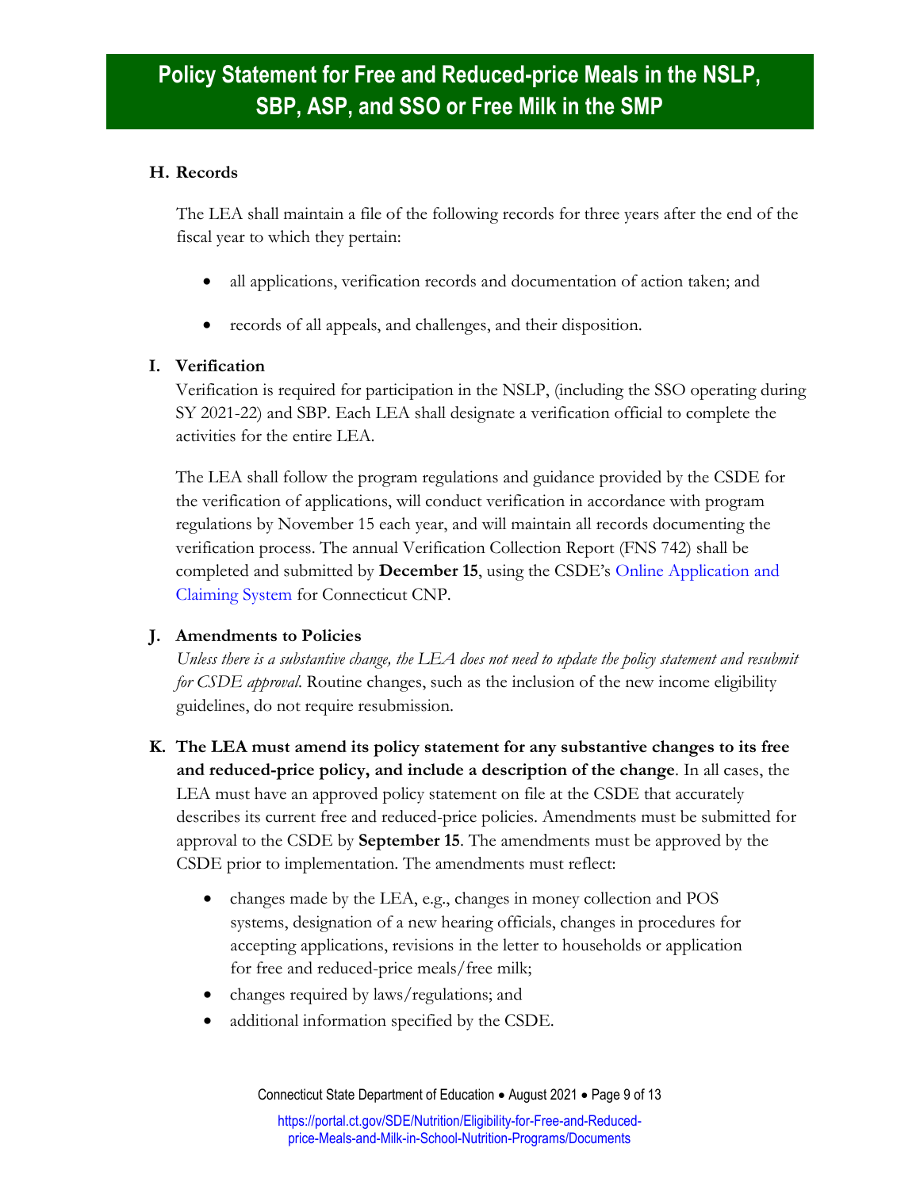## H. Records

The LEA shall maintain a file of the following records for three years after the end of the fiscal year to which they pertain:

- all applications, verification records and documentation of action taken; and
- records of all appeals, and challenges, and their disposition.

## I. Verification

Verification is required for participation in the NSLP, (including the SSO operating during SY 2021-22) and SBP. Each LEA shall designate a verification official to complete the activities for the entire LEA.

The LEA shall follow the program regulations and guidance provided by the CSDE for the verification of applications, will conduct verification in accordance with program regulations by November 15 each year, and will maintain all records documenting the verification process. The annual Verification Collection Report (FNS 742) shall be completed and submitted by **December 15**, using the CSDE's Online Application and Claiming System for Connecticut CNP.

## J. Amendments to Policies

*Unless there is a substantive change, the LEA does not need to update the policy statement and resubmit for CSDE approval.* Routine changes, such as the inclusion of the new income eligibility guidelines, do not require resubmission.

## K. The LEA must amend its policy statement for any substantive changes to its free and reduced-price policy, and include a description of the change.

In all cases, the LEA must have an approved policy statement on file at the CSDE that accurately describes its current free and reduced-price policies. Amendments must be submitted for approval to the CSDE by **September 15**. The amendments must be approved by the CSDE prior to implementation. The amendments must reflect:

- changes made by the LEA, e.g., changes in money collection and POS systems, designation of a new hearing officials, changes in procedures for accepting applications, revisions in the letter to households or application for free and reduced-price meals/free milk;
- changes required by laws/regulations; and
- additional information specified by the CSDE.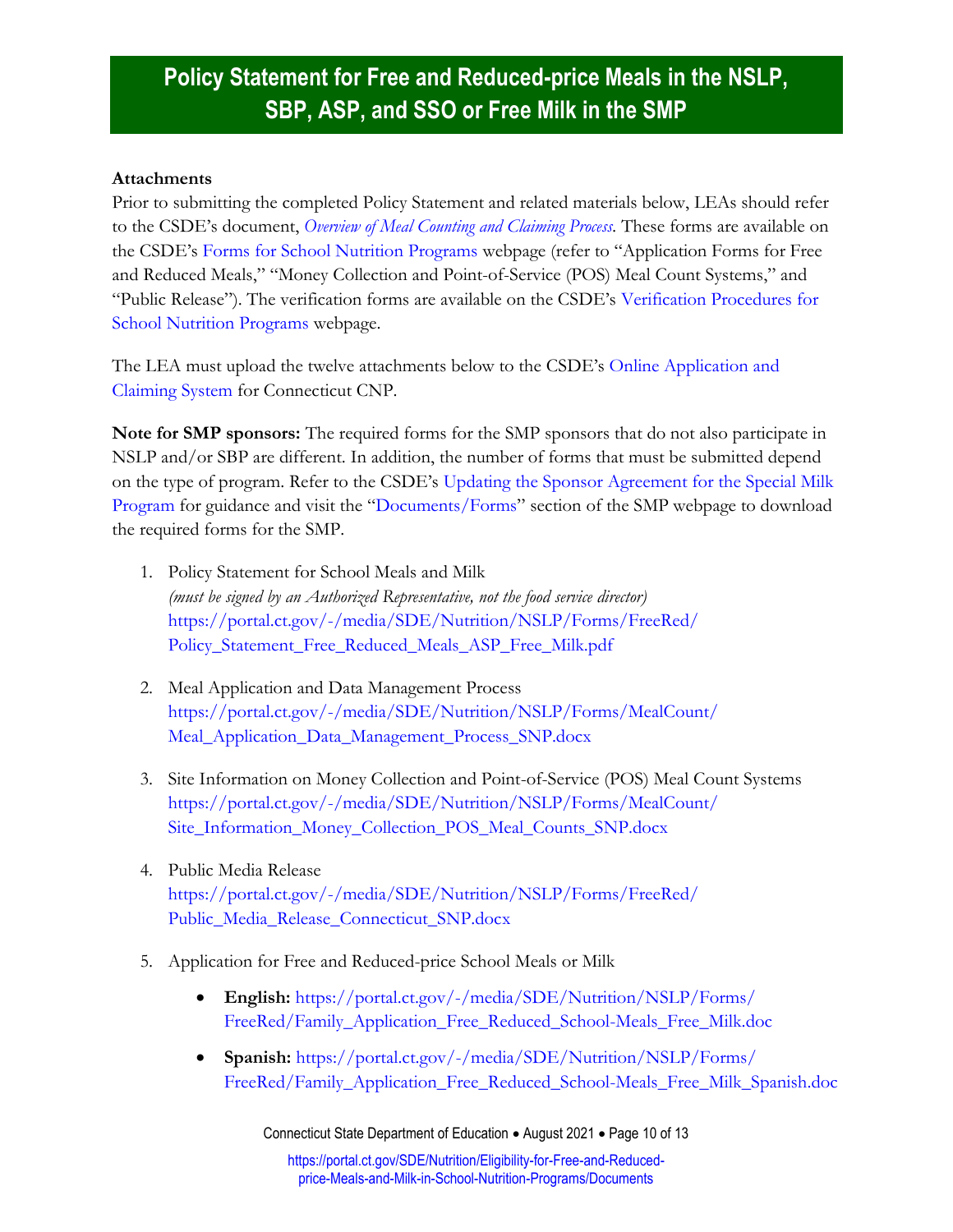# Policy Statement for Free and Reduced-price Meals in the NSLP, SBP, ASP, and SSO or Free Milk in the SMP

**Attachments**

Prior to submitting the completed Policy Statement and related materials below, LEAs should refer to the CSDE's document, *Overview of Meal Counting and Claiming Process*. These forms are available on the CSDE's Forms for School Nutrition Programs webpage (refer to "Application Forms for Free and Reduced Meals," "Money Collection and Point-of-Service (POS) Meal Count Systems," and "Public Release"). The verification forms are available on the CSDE's Verification Procedures for School Nutrition Programs webpage.

The LEA must upload the twelve attachments below to the CSDE's Online Application and Claiming System for Connecticut CNP.

**Note for SMP sponsors:** The required forms for the SMP sponsors that do not also participate in NSLP and/or SBP are different. In addition, the number of forms that must be submitted depend on the type of program. Refer to the CSDE's Updating the Sponsor Agreement for the Special Milk Program for guidance and visit the "Documents/Forms" section of the SMP webpage to download the required forms for the SMP.

1. Policy Statement for School Meals and Milk
   *(must be signed by an Authorized Representative, not the food service director)*
   https://portal.ct.gov/-/media/SDE/Nutrition/NSLP/Forms/FreeRed/Policy_Statement_Free_Reduced_Meals_ASP_Free_Milk.pdf

2. Meal Application and Data Management Process
   https://portal.ct.gov/-/media/SDE/Nutrition/NSLP/Forms/MealCount/Meal_Application_Data_Management_Process_SNP.docx

3. Site Information on Money Collection and Point-of-Service (POS) Meal Count Systems
   https://portal.ct.gov/-/media/SDE/Nutrition/NSLP/Forms/MealCount/Site_Information_Money_Collection_POS_Meal_Counts_SNP.docx

4. Public Media Release
   https://portal.ct.gov/-/media/SDE/Nutrition/NSLP/Forms/FreeRed/Public_Media_Release_Connecticut_SNP.docx

5. Application for Free and Reduced-price School Meals or Milk

   - **English:** https://portal.ct.gov/-/media/SDE/Nutrition/NSLP/Forms/FreeRed/Family_Application_Free_Reduced_School-Meals_Free_Milk.doc
   - **Spanish:** https://portal.ct.gov/-/media/SDE/Nutrition/NSLP/Forms/FreeRed/Family_Application_Free_Reduced_School-Meals_Free_Milk_Spanish.doc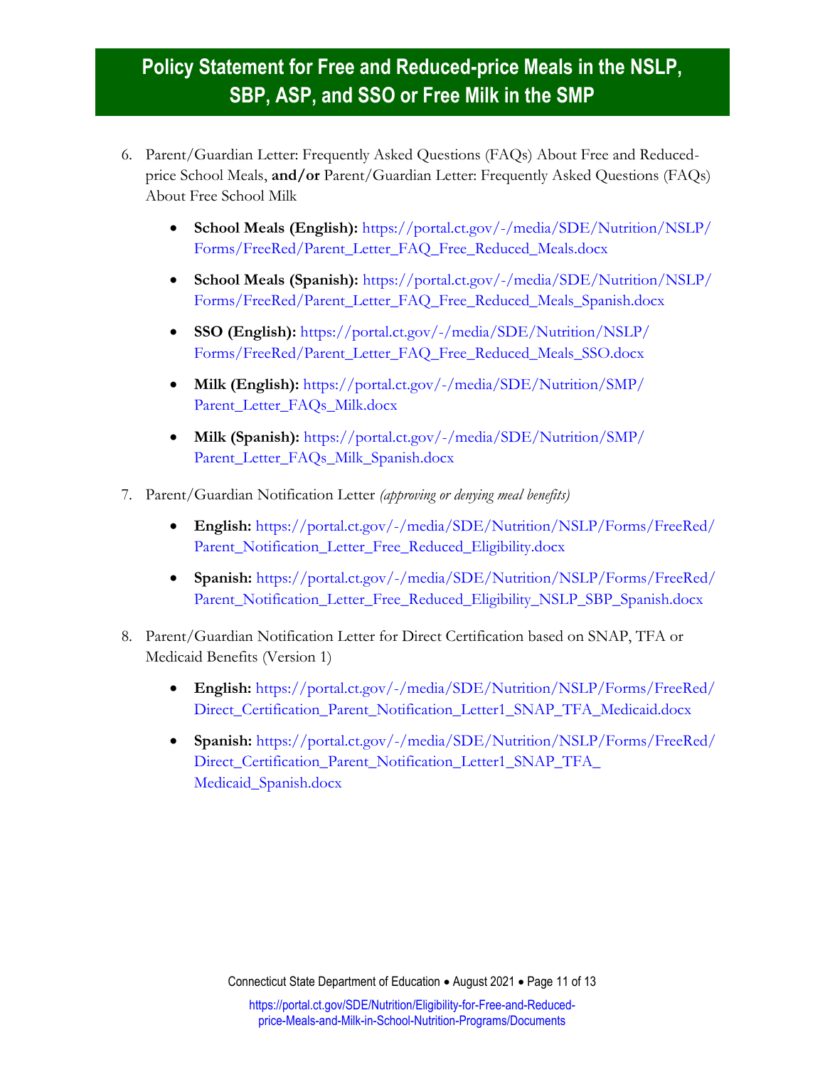## Policy Statement for Free and Reduced-price Meals in the NSLP, SBP, ASP, and SSO or Free Milk in the SMP

6. Parent/Guardian Letter: Frequently Asked Questions (FAQs) About Free and Reduced-price School Meals, **and/or** Parent/Guardian Letter: Frequently Asked Questions (FAQs) About Free School Milk
   - **School Meals (English):** https://portal.ct.gov/-/media/SDE/Nutrition/NSLP/Forms/FreeRed/Parent_Letter_FAQ_Free_Reduced_Meals.docx
   - **School Meals (Spanish):** https://portal.ct.gov/-/media/SDE/Nutrition/NSLP/Forms/FreeRed/Parent_Letter_FAQ_Free_Reduced_Meals_Spanish.docx
   - **SSO (English):** https://portal.ct.gov/-/media/SDE/Nutrition/NSLP/Forms/FreeRed/Parent_Letter_FAQ_Free_Reduced_Meals_SSO.docx
   - **Milk (English):** https://portal.ct.gov/-/media/SDE/Nutrition/SMP/Parent_Letter_FAQs_Milk.docx
   - **Milk (Spanish):** https://portal.ct.gov/-/media/SDE/Nutrition/SMP/Parent_Letter_FAQs_Milk_Spanish.docx

7. Parent/Guardian Notification Letter *(approving or denying meal benefits)*
   - **English:** https://portal.ct.gov/-/media/SDE/Nutrition/NSLP/Forms/FreeRed/Parent_Notification_Letter_Free_Reduced_Eligibility.docx
   - **Spanish:** https://portal.ct.gov/-/media/SDE/Nutrition/NSLP/Forms/FreeRed/Parent_Notification_Letter_Free_Reduced_Eligibility_NSLP_SBP_Spanish.docx

8. Parent/Guardian Notification Letter for Direct Certification based on SNAP, TFA or Medicaid Benefits (Version 1)
   - **English:** https://portal.ct.gov/-/media/SDE/Nutrition/NSLP/Forms/FreeRed/Direct_Certification_Parent_Notification_Letter1_SNAP_TFA_Medicaid.docx
   - **Spanish:** https://portal.ct.gov/-/media/SDE/Nutrition/NSLP/Forms/FreeRed/Direct_Certification_Parent_Notification_Letter1_SNAP_TFA_Medicaid_Spanish.docx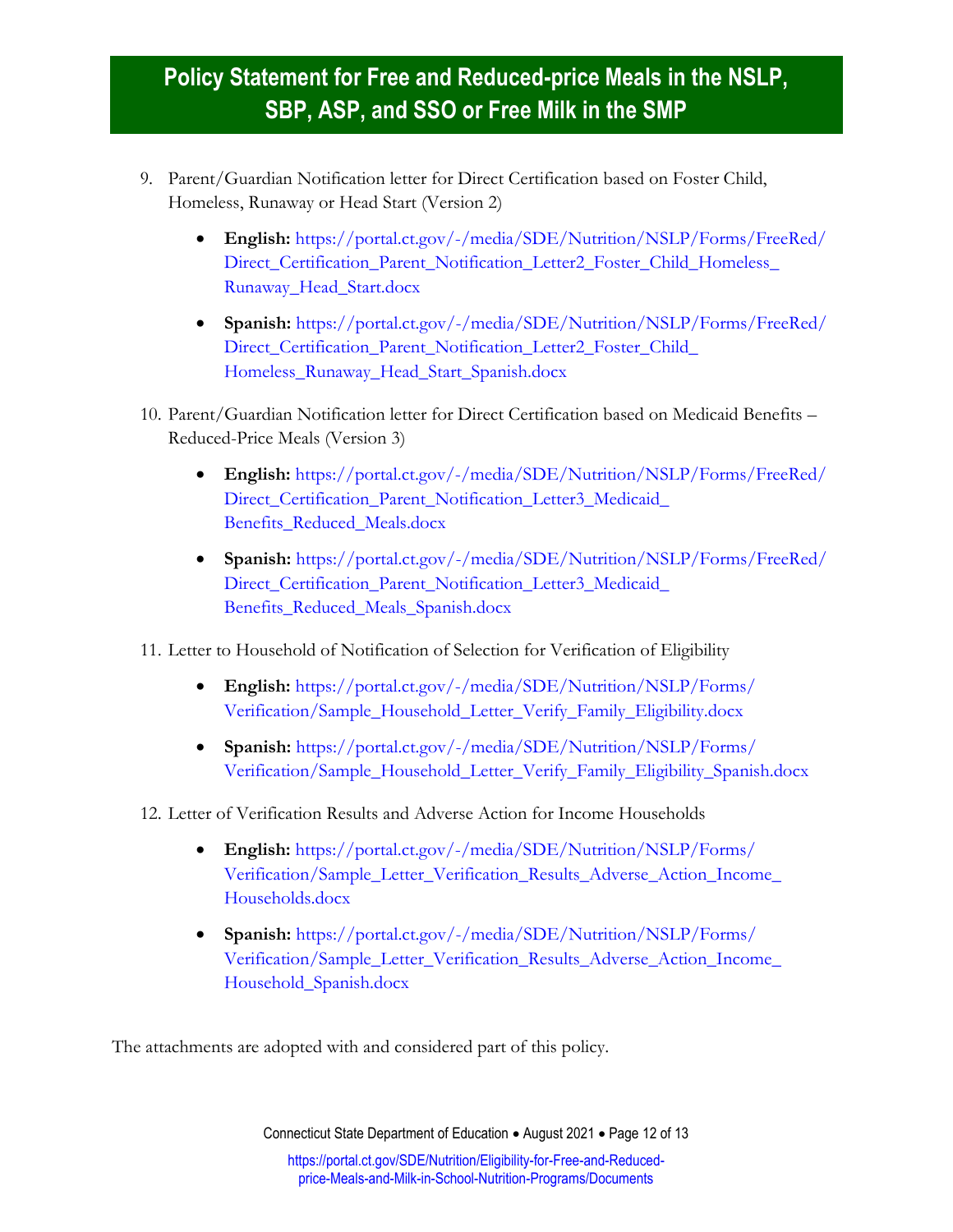9. Parent/Guardian Notification letter for Direct Certification based on Foster Child, Homeless, Runaway or Head Start (Version 2)

    - **English:** https://portal.ct.gov/-/media/SDE/Nutrition/NSLP/Forms/FreeRed/Direct_Certification_Parent_Notification_Letter2_Foster_Child_Homeless_Runaway_Head_Start.docx
    - **Spanish:** https://portal.ct.gov/-/media/SDE/Nutrition/NSLP/Forms/FreeRed/Direct_Certification_Parent_Notification_Letter2_Foster_Child_Homeless_Runaway_Head_Start_Spanish.docx

10. Parent/Guardian Notification letter for Direct Certification based on Medicaid Benefits – Reduced-Price Meals (Version 3)

    - **English:** https://portal.ct.gov/-/media/SDE/Nutrition/NSLP/Forms/FreeRed/Direct_Certification_Parent_Notification_Letter3_Medicaid_Benefits_Reduced_Meals.docx
    - **Spanish:** https://portal.ct.gov/-/media/SDE/Nutrition/NSLP/Forms/FreeRed/Direct_Certification_Parent_Notification_Letter3_Medicaid_Benefits_Reduced_Meals_Spanish.docx

11. Letter to Household of Notification of Selection for Verification of Eligibility

    - **English:** https://portal.ct.gov/-/media/SDE/Nutrition/NSLP/Forms/Verification/Sample_Household_Letter_Verify_Family_Eligibility.docx
    - **Spanish:** https://portal.ct.gov/-/media/SDE/Nutrition/NSLP/Forms/Verification/Sample_Household_Letter_Verify_Family_Eligibility_Spanish.docx

12. Letter of Verification Results and Adverse Action for Income Households

    - **English:** https://portal.ct.gov/-/media/SDE/Nutrition/NSLP/Forms/Verification/Sample_Letter_Verification_Results_Adverse_Action_Income_Households.docx
    - **Spanish:** https://portal.ct.gov/-/media/SDE/Nutrition/NSLP/Forms/Verification/Sample_Letter_Verification_Results_Adverse_Action_Income_Household_Spanish.docx

The attachments are adopted with and considered part of this policy.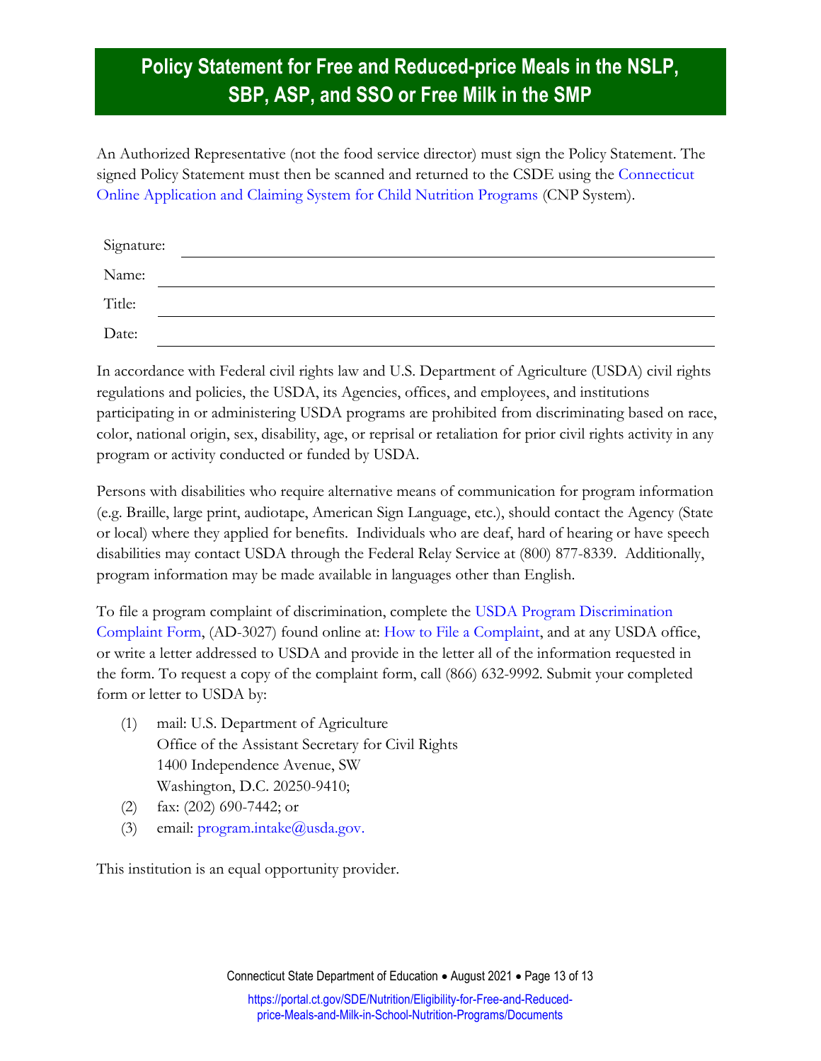# Policy Statement for Free and Reduced-price Meals in the NSLP, SBP, ASP, and SSO or Free Milk in the SMP

An Authorized Representative (not the food service director) must sign the Policy Statement. The signed Policy Statement must then be scanned and returned to the CSDE using the Connecticut Online Application and Claiming System for Child Nutrition Programs (CNP System).

Signature: ______________________________

Name: ______________________________

Title: ______________________________

Date: ______________________________

In accordance with Federal civil rights law and U.S. Department of Agriculture (USDA) civil rights regulations and policies, the USDA, its Agencies, offices, and employees, and institutions participating in or administering USDA programs are prohibited from discriminating based on race, color, national origin, sex, disability, age, or reprisal or retaliation for prior civil rights activity in any program or activity conducted or funded by USDA.

Persons with disabilities who require alternative means of communication for program information (e.g. Braille, large print, audiotape, American Sign Language, etc.), should contact the Agency (State or local) where they applied for benefits. Individuals who are deaf, hard of hearing or have speech disabilities may contact USDA through the Federal Relay Service at (800) 877-8339. Additionally, program information may be made available in languages other than English.

To file a program complaint of discrimination, complete the USDA Program Discrimination Complaint Form, (AD-3027) found online at: How to File a Complaint, and at any USDA office, or write a letter addressed to USDA and provide in the letter all of the information requested in the form. To request a copy of the complaint form, call (866) 632-9992. Submit your completed form or letter to USDA by:

(1) mail: U.S. Department of Agriculture
Office of the Assistant Secretary for Civil Rights
1400 Independence Avenue, SW
Washington, D.C. 20250-9410;

(2) fax: (202) 690-7442; or

(3) email: program.intake@usda.gov.

This institution is an equal opportunity provider.